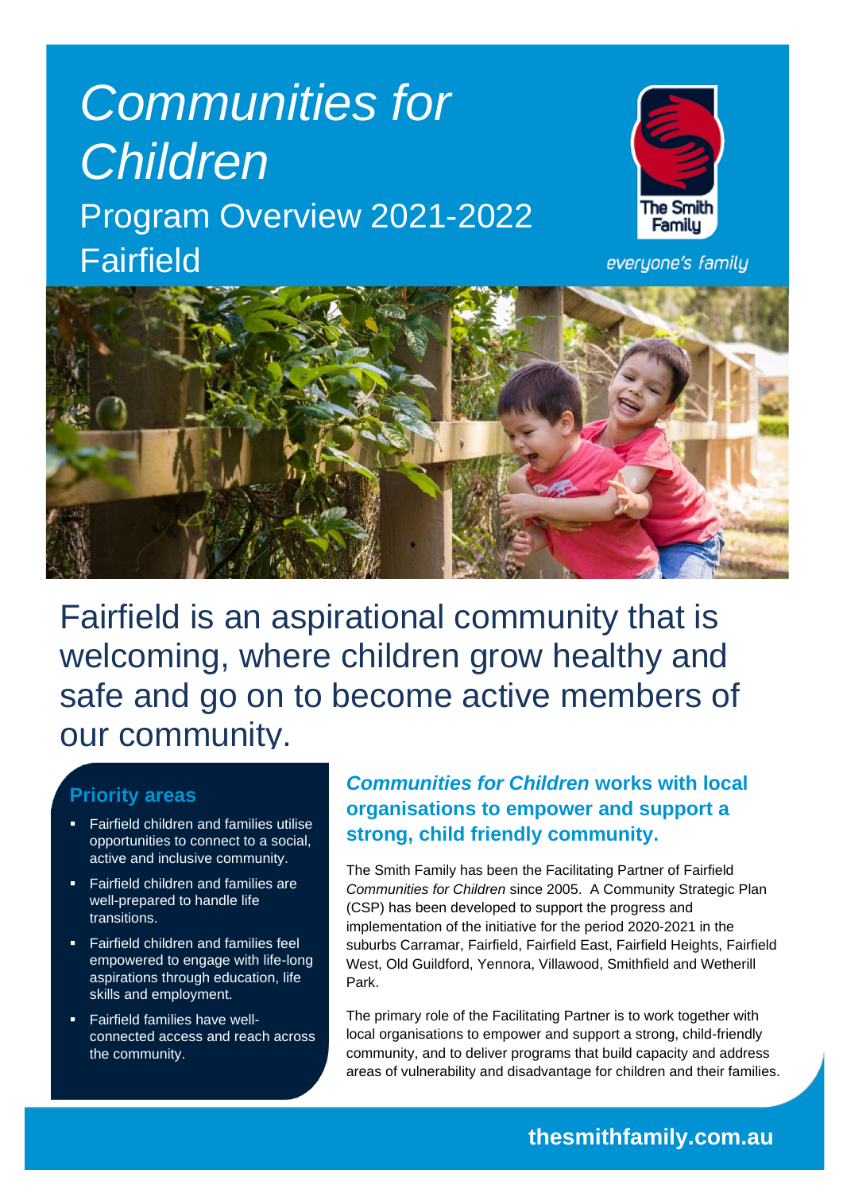# *Communities for Children*

## Program Overview 2021-2022
## Fairfield

The Smith Family

*everyone's family*

Fairfield is an aspirational community that is welcoming, where children grow healthy and safe and go on to become active members of our community.

### Priority areas

- Fairfield children and families utilise opportunities to connect to a social, active and inclusive community.
- Fairfield children and families are well-prepared to handle life transitions.
- Fairfield children and families feel empowered to engage with life-long aspirations through education, life skills and employment.
- Fairfield families have well-connected access and reach across the community.

### *Communities for Children* works with local organisations to empower and support a strong, child friendly community.

The Smith Family has been the Facilitating Partner of Fairfield *Communities for Children* since 2005. A Community Strategic Plan (CSP) has been developed to support the progress and implementation of the initiative for the period 2020-2021 in the suburbs Carramar, Fairfield, Fairfield East, Fairfield Heights, Fairfield West, Old Guildford, Yennora, Villawood, Smithfield and Wetherill Park.

The primary role of the Facilitating Partner is to work together with local organisations to empower and support a strong, child-friendly community, and to deliver programs that build capacity and address areas of vulnerability and disadvantage for children and their families.

**thesmithfamily.com.au**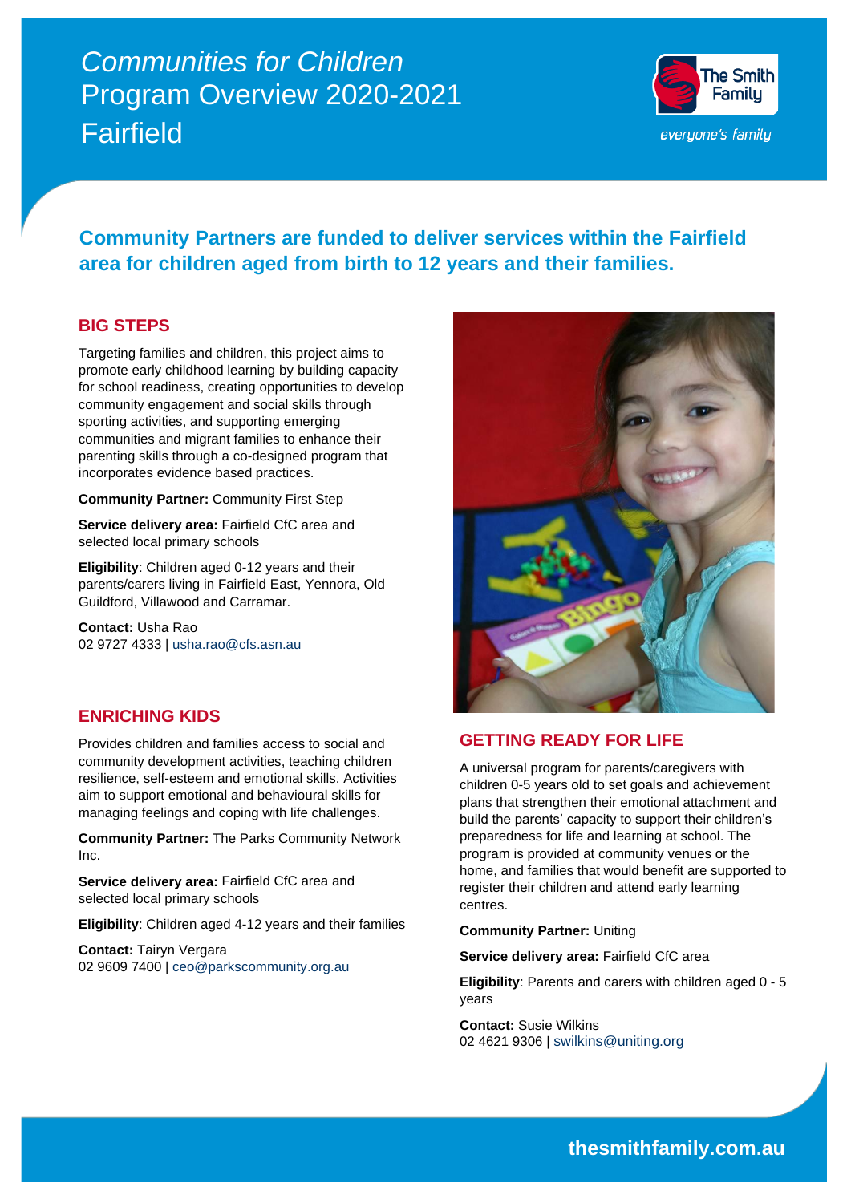# *Communities for Children* Program Overview 2020-2021 Fairfield

The Smith Family

*everyone's family*

## Community Partners are funded to deliver services within the Fairfield area for children aged from birth to 12 years and their families.

### BIG STEPS

Targeting families and children, this project aims to promote early childhood learning by building capacity for school readiness, creating opportunities to develop community engagement and social skills through sporting activities, and supporting emerging communities and migrant families to enhance their parenting skills through a co-designed program that incorporates evidence based practices.

**Community Partner:** Community First Step

**Service delivery area:** Fairfield CfC area and selected local primary schools

**Eligibility**: Children aged 0-12 years and their parents/carers living in Fairfield East, Yennora, Old Guildford, Villawood and Carramar.

**Contact:** Usha Rao
02 9727 4333 | usha.rao@cfs.asn.au

### ENRICHING KIDS

Provides children and families access to social and community development activities, teaching children resilience, self-esteem and emotional skills. Activities aim to support emotional and behavioural skills for managing feelings and coping with life challenges.

**Community Partner:** The Parks Community Network Inc.

**Service delivery area:** Fairfield CfC area and selected local primary schools

**Eligibility**: Children aged 4-12 years and their families

**Contact:** Tairyn Vergara
02 9609 7400 | ceo@parkscommunity.org.au

### GETTING READY FOR LIFE

A universal program for parents/caregivers with children 0-5 years old to set goals and achievement plans that strengthen their emotional attachment and build the parents' capacity to support their children's preparedness for life and learning at school. The program is provided at community venues or the home, and families that would benefit are supported to register their children and attend early learning centres.

**Community Partner:** Uniting

**Service delivery area:** Fairfield CfC area

**Eligibility**: Parents and carers with children aged 0 - 5 years

**Contact:** Susie Wilkins
02 4621 9306 | swilkins@uniting.org

**thesmithfamily.com.au**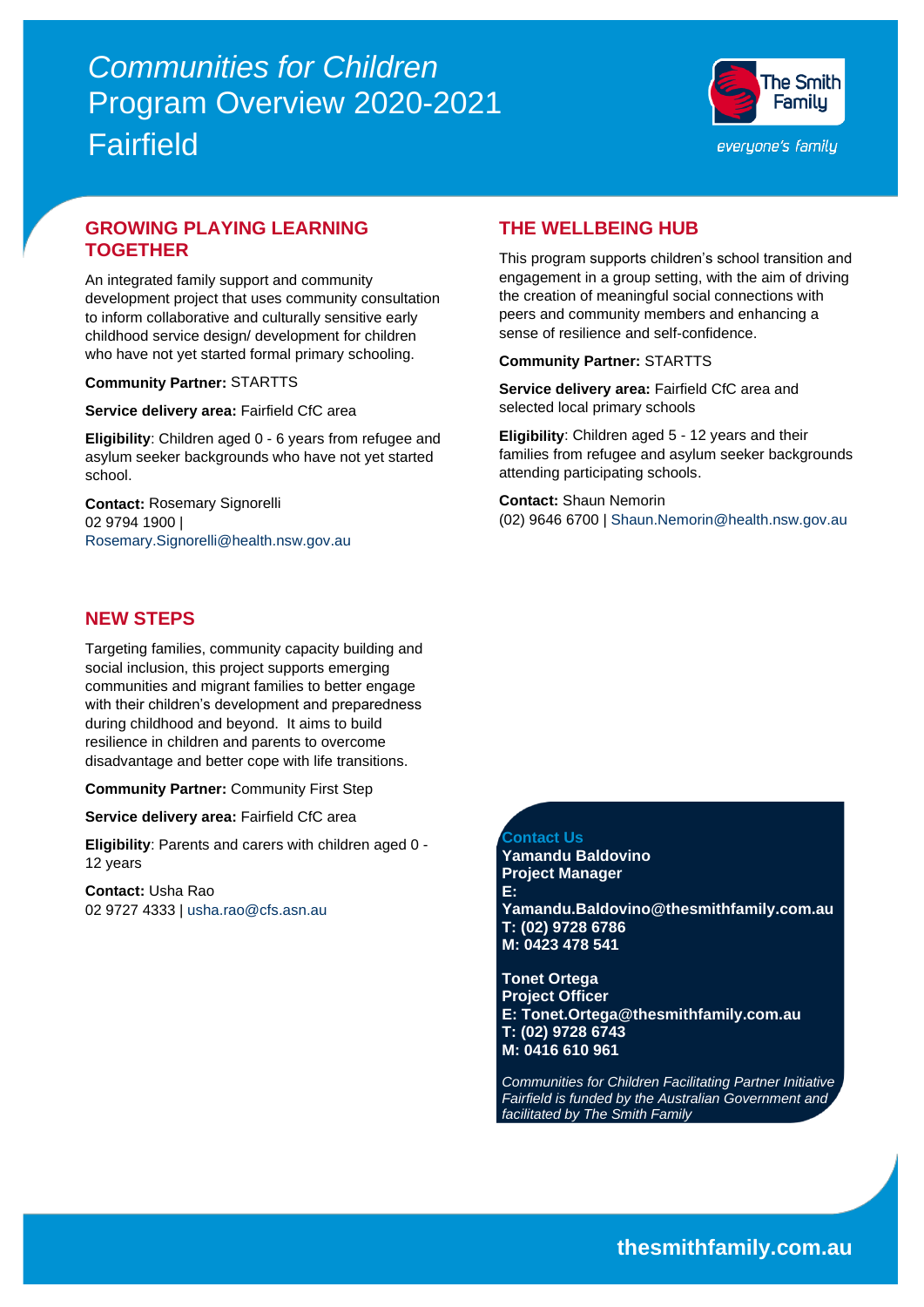# *Communities for Children*
# Program Overview 2020-2021
# Fairfield

The Smith Family

*everyone's family*

## GROWING PLAYING LEARNING TOGETHER

An integrated family support and community development project that uses community consultation to inform collaborative and culturally sensitive early childhood service design/ development for children who have not yet started formal primary schooling.

**Community Partner:** STARTTS

**Service delivery area:** Fairfield CfC area

**Eligibility**: Children aged 0 - 6 years from refugee and asylum seeker backgrounds who have not yet started school.

**Contact:** Rosemary Signorelli
02 9794 1900 |
Rosemary.Signorelli@health.nsw.gov.au

## NEW STEPS

Targeting families, community capacity building and social inclusion, this project supports emerging communities and migrant families to better engage with their children's development and preparedness during childhood and beyond. It aims to build resilience in children and parents to overcome disadvantage and better cope with life transitions.

**Community Partner:** Community First Step

**Service delivery area:** Fairfield CfC area

**Eligibility**: Parents and carers with children aged 0 - 12 years

**Contact:** Usha Rao
02 9727 4333 | usha.rao@cfs.asn.au

## THE WELLBEING HUB

This program supports children's school transition and engagement in a group setting, with the aim of driving the creation of meaningful social connections with peers and community members and enhancing a sense of resilience and self-confidence.

**Community Partner:** STARTTS

**Service delivery area:** Fairfield CfC area and selected local primary schools

**Eligibility**: Children aged 5 - 12 years and their families from refugee and asylum seeker backgrounds attending participating schools.

**Contact:** Shaun Nemorin
(02) 9646 6700 | Shaun.Nemorin@health.nsw.gov.au

**Contact Us**

**Yamandu Baldovino**
**Project Manager**
**E: Yamandu.Baldovino@thesmithfamily.com.au**
**T: (02) 9728 6786**
**M: 0423 478 541**

**Tonet Ortega**
**Project Officer**
**E: Tonet.Ortega@thesmithfamily.com.au**
**T: (02) 9728 6743**
**M: 0416 610 961**

*Communities for Children Facilitating Partner Initiative Fairfield is funded by the Australian Government and facilitated by The Smith Family*

**thesmithfamily.com.au**